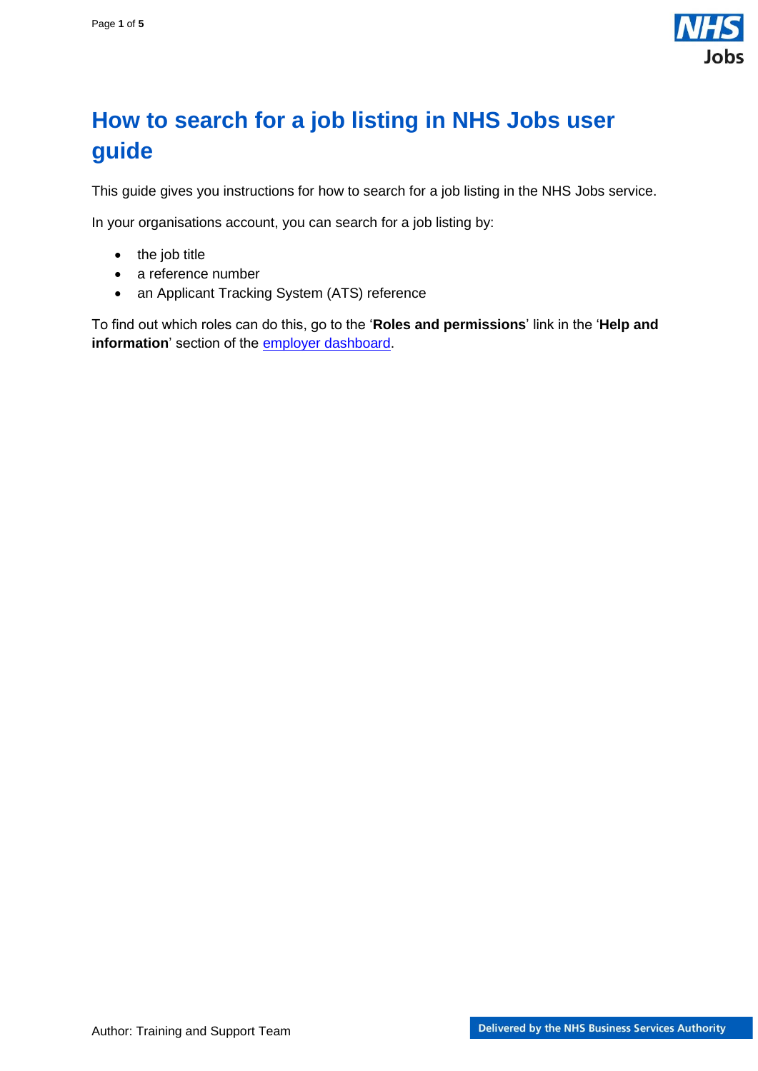# How to search for a job listing in NHS Jobs user guide

This guide gives you instructions for how to search for a job listing in the NHS Jobs service.

In your organisations account, you can search for a job listing by:

- the job title
- a reference number
- an Applicant Tracking System (ATS) reference

To find out which roles can do this, go to the '**Roles and permissions**' link in the '**Help and information**' section of the employer dashboard.

Author: Training and Support Team

Delivered by the NHS Business Services Authority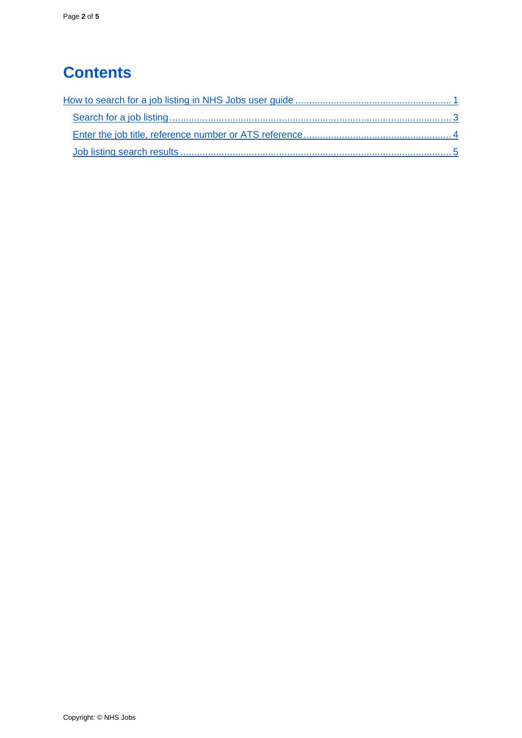# Contents

How to search for a job listing in NHS Jobs user guide ........................................................ 1

- Search for a job listing ...................................................................................................... 3
- Enter the job title, reference number or ATS reference ..................................................... 4
- Job listing search results ................................................................................................... 5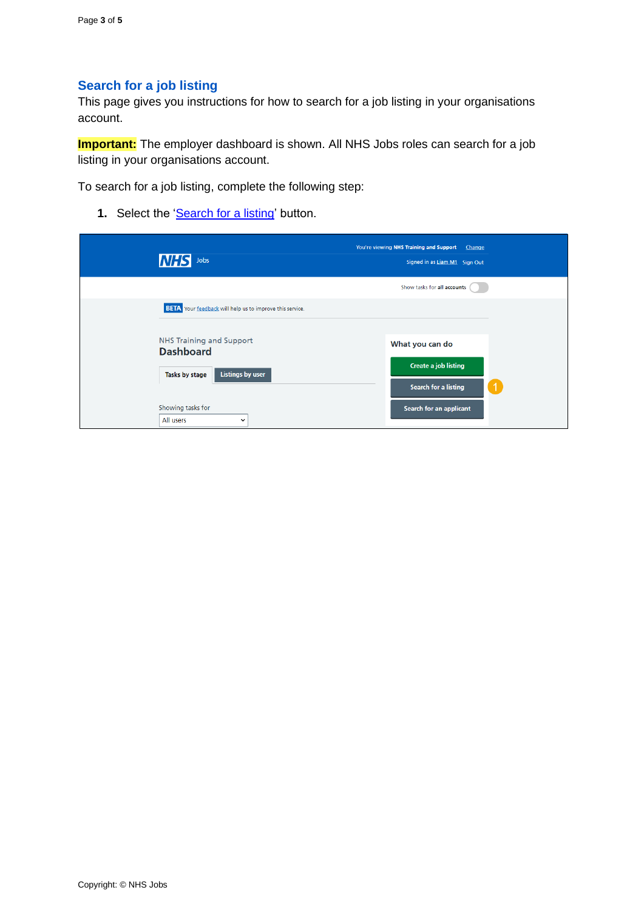## Search for a job listing

This page gives you instructions for how to search for a job listing in your organisations account.

**Important:** The employer dashboard is shown. All NHS Jobs roles can search for a job listing in your organisations account.

To search for a job listing, complete the following step:

1. Select the '[Search for a listing](#)' button.

Copyright: © NHS Jobs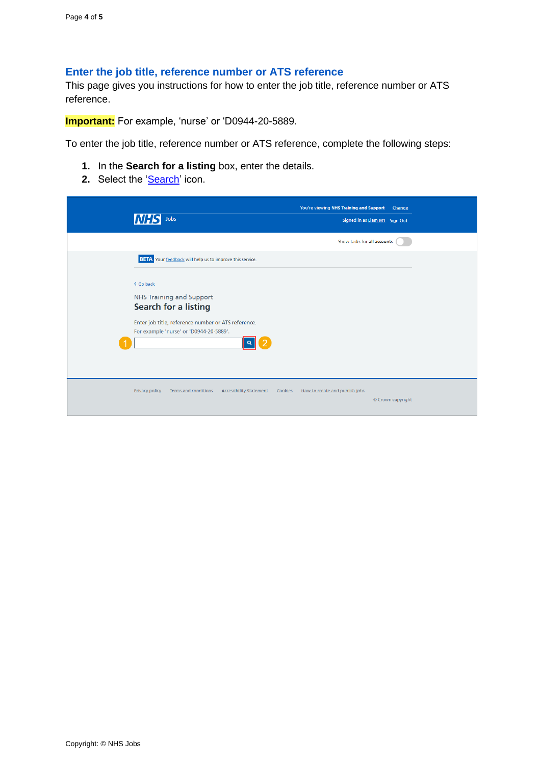## Enter the job title, reference number or ATS reference

This page gives you instructions for how to enter the job title, reference number or ATS reference.

**Important:** For example, 'nurse' or 'D0944-20-5889.

To enter the job title, reference number or ATS reference, complete the following steps:

1. In the **Search for a listing** box, enter the details.
2. Select the 'Search' icon.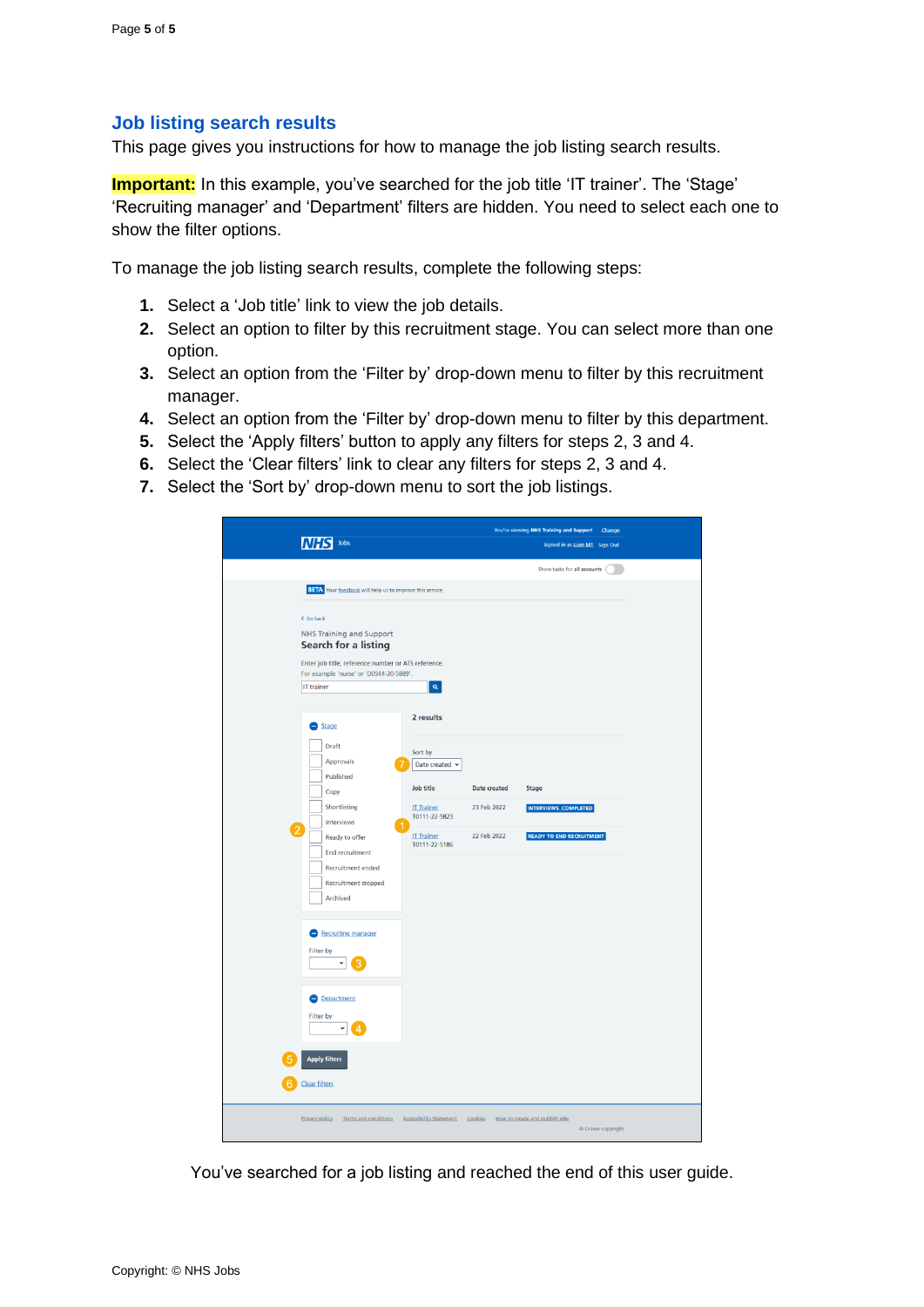## Job listing search results

This page gives you instructions for how to manage the job listing search results.

**Important:** In this example, you've searched for the job title 'IT trainer'. The 'Stage' 'Recruiting manager' and 'Department' filters are hidden. You need to select each one to show the filter options.

To manage the job listing search results, complete the following steps:

1. Select a 'Job title' link to view the job details.
2. Select an option to filter by this recruitment stage. You can select more than one option.
3. Select an option from the 'Filter by' drop-down menu to filter by this recruitment manager.
4. Select an option from the 'Filter by' drop-down menu to filter by this department.
5. Select the 'Apply filters' button to apply any filters for steps 2, 3 and 4.
6. Select the 'Clear filters' link to clear any filters for steps 2, 3 and 4.
7. Select the 'Sort by' drop-down menu to sort the job listings.

You've searched for a job listing and reached the end of this user guide.

Copyright: © NHS Jobs